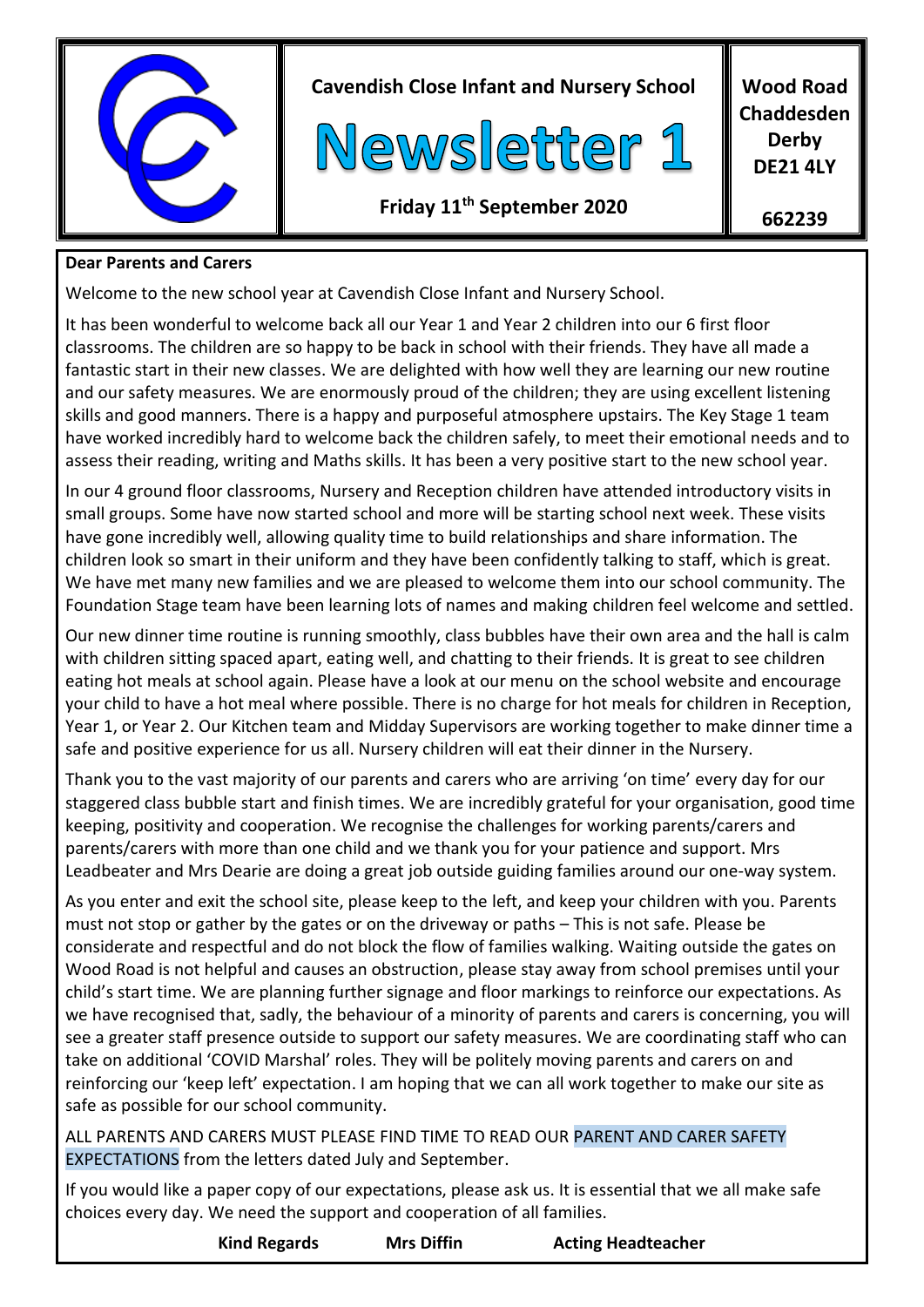**Cavendish Close Infant and Nursery School**

# Newsletter 1

**Friday 11th September 2020**

**Wood Road**
**Chaddesden**
**Derby**
**DE21 4LY**

**662239**

**Dear Parents and Carers**

Welcome to the new school year at Cavendish Close Infant and Nursery School.

It has been wonderful to welcome back all our Year 1 and Year 2 children into our 6 first floor classrooms. The children are so happy to be back in school with their friends. They have all made a fantastic start in their new classes. We are delighted with how well they are learning our new routine and our safety measures. We are enormously proud of the children; they are using excellent listening skills and good manners. There is a happy and purposeful atmosphere upstairs. The Key Stage 1 team have worked incredibly hard to welcome back the children safely, to meet their emotional needs and to assess their reading, writing and Maths skills. It has been a very positive start to the new school year.

In our 4 ground floor classrooms, Nursery and Reception children have attended introductory visits in small groups. Some have now started school and more will be starting school next week. These visits have gone incredibly well, allowing quality time to build relationships and share information. The children look so smart in their uniform and they have been confidently talking to staff, which is great. We have met many new families and we are pleased to welcome them into our school community. The Foundation Stage team have been learning lots of names and making children feel welcome and settled.

Our new dinner time routine is running smoothly, class bubbles have their own area and the hall is calm with children sitting spaced apart, eating well, and chatting to their friends. It is great to see children eating hot meals at school again. Please have a look at our menu on the school website and encourage your child to have a hot meal where possible. There is no charge for hot meals for children in Reception, Year 1, or Year 2. Our Kitchen team and Midday Supervisors are working together to make dinner time a safe and positive experience for us all. Nursery children will eat their dinner in the Nursery.

Thank you to the vast majority of our parents and carers who are arriving 'on time' every day for our staggered class bubble start and finish times. We are incredibly grateful for your organisation, good time keeping, positivity and cooperation. We recognise the challenges for working parents/carers and parents/carers with more than one child and we thank you for your patience and support. Mrs Leadbeater and Mrs Dearie are doing a great job outside guiding families around our one-way system.

As you enter and exit the school site, please keep to the left, and keep your children with you. Parents must not stop or gather by the gates or on the driveway or paths – This is not safe. Please be considerate and respectful and do not block the flow of families walking. Waiting outside the gates on Wood Road is not helpful and causes an obstruction, please stay away from school premises until your child's start time. We are planning further signage and floor markings to reinforce our expectations. As we have recognised that, sadly, the behaviour of a minority of parents and carers is concerning, you will see a greater staff presence outside to support our safety measures. We are coordinating staff who can take on additional 'COVID Marshal' roles. They will be politely moving parents and carers on and reinforcing our 'keep left' expectation. I am hoping that we can all work together to make our site as safe as possible for our school community.

ALL PARENTS AND CARERS MUST PLEASE FIND TIME TO READ OUR PARENT AND CARER SAFETY EXPECTATIONS from the letters dated July and September.

If you would like a paper copy of our expectations, please ask us. It is essential that we all make safe choices every day. We need the support and cooperation of all families.

**Kind Regards** **Mrs Diffin** **Acting Headteacher**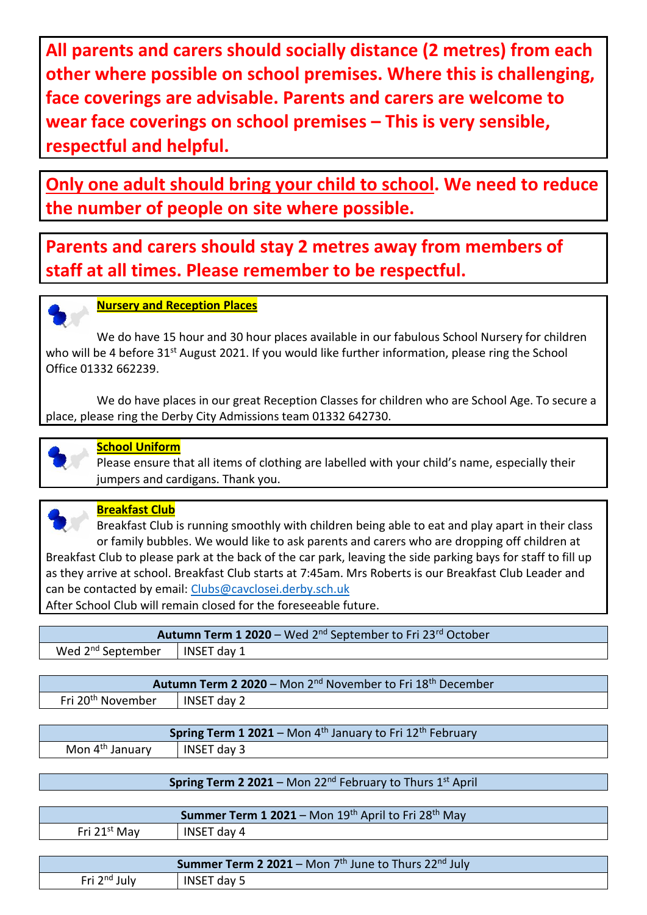**All parents and carers should socially distance (2 metres) from each other where possible on school premises. Where this is challenging, face coverings are advisable. Parents and carers are welcome to wear face coverings on school premises – This is very sensible, respectful and helpful.**

**Only one adult should bring your child to school. We need to reduce the number of people on site where possible.**

**Parents and carers should stay 2 metres away from members of staff at all times. Please remember to be respectful.**

## Nursery and Reception Places

We do have 15 hour and 30 hour places available in our fabulous School Nursery for children who will be 4 before 31st August 2021. If you would like further information, please ring the School Office 01332 662239.

We do have places in our great Reception Classes for children who are School Age. To secure a place, please ring the Derby City Admissions team 01332 642730.

## School Uniform

Please ensure that all items of clothing are labelled with your child's name, especially their jumpers and cardigans. Thank you.

## Breakfast Club

Breakfast Club is running smoothly with children being able to eat and play apart in their class or family bubbles. We would like to ask parents and carers who are dropping off children at Breakfast Club to please park at the back of the car park, leaving the side parking bays for staff to fill up as they arrive at school. Breakfast Club starts at 7:45am. Mrs Roberts is our Breakfast Club Leader and can be contacted by email: Clubs@cavclosei.derby.sch.uk

After School Club will remain closed for the foreseeable future.

| **Autumn Term 1 2020** – Wed 2nd September to Fri 23rd October | |
|---|---|
| Wed 2nd September | INSET day 1 |

| **Autumn Term 2 2020** – Mon 2nd November to Fri 18th December | |
|---|---|
| Fri 20th November | INSET day 2 |

| **Spring Term 1 2021** – Mon 4th January to Fri 12th February | |
|---|---|
| Mon 4th January | INSET day 3 |

| **Spring Term 2 2021** – Mon 22nd February to Thurs 1st April |
|---|

| **Summer Term 1 2021** – Mon 19th April to Fri 28th May | |
|---|---|
| Fri 21st May | INSET day 4 |

| **Summer Term 2 2021** – Mon 7th June to Thurs 22nd July | |
|---|---|
| Fri 2nd July | INSET day 5 |